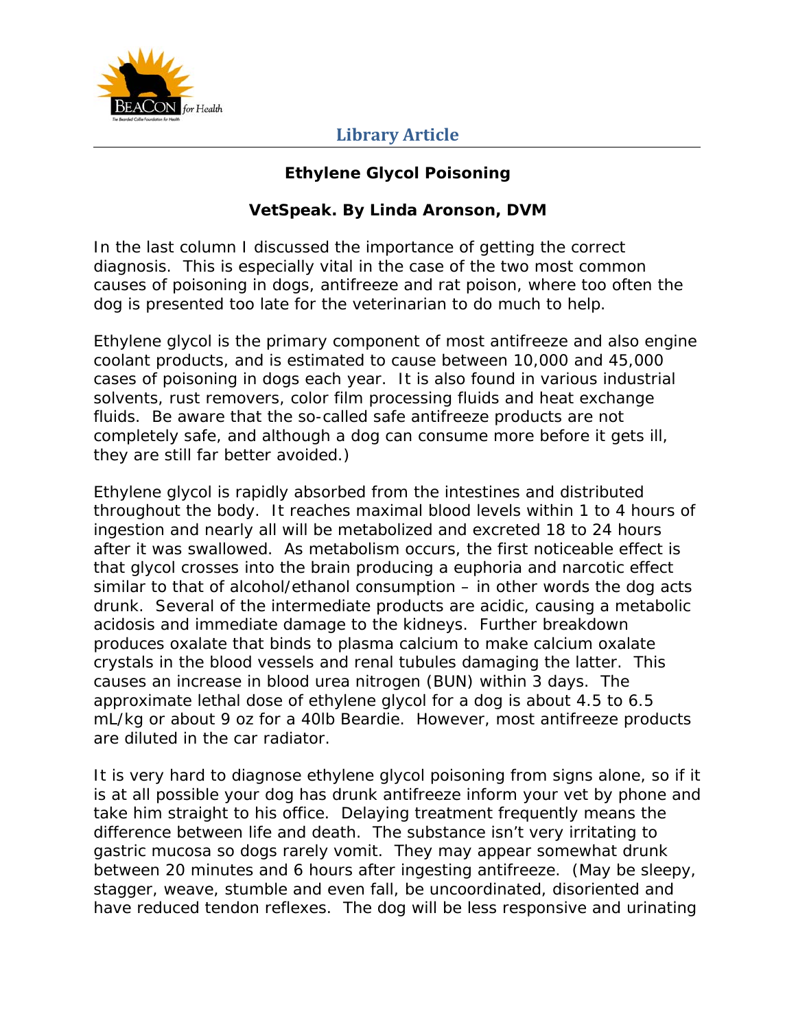Library Article

# Ethylene Glycol Poisoning

## VetSpeak. By Linda Aronson, DVM

In the last column I discussed the importance of getting the correct diagnosis. This is especially vital in the case of the two most common causes of poisoning in dogs, antifreeze and rat poison, where too often the dog is presented too late for the veterinarian to do much to help.

Ethylene glycol is the primary component of most antifreeze and also engine coolant products, and is estimated to cause between 10,000 and 45,000 cases of poisoning in dogs each year. It is also found in various industrial solvents, rust removers, color film processing fluids and heat exchange fluids. Be aware that the so-called safe antifreeze products are not completely safe, and although a dog can consume more before it gets ill, they are still far better avoided.)

Ethylene glycol is rapidly absorbed from the intestines and distributed throughout the body. It reaches maximal blood levels within 1 to 4 hours of ingestion and nearly all will be metabolized and excreted 18 to 24 hours after it was swallowed. As metabolism occurs, the first noticeable effect is that glycol crosses into the brain producing a euphoria and narcotic effect similar to that of alcohol/ethanol consumption – in other words the dog acts drunk. Several of the intermediate products are acidic, causing a metabolic acidosis and immediate damage to the kidneys. Further breakdown produces oxalate that binds to plasma calcium to make calcium oxalate crystals in the blood vessels and renal tubules damaging the latter. This causes an increase in blood urea nitrogen (BUN) within 3 days. The approximate lethal dose of ethylene glycol for a dog is about 4.5 to 6.5 mL/kg or about 9 oz for a 40lb Beardie. However, most antifreeze products are diluted in the car radiator.

It is very hard to diagnose ethylene glycol poisoning from signs alone, so if it is at all possible your dog has drunk antifreeze inform your vet by phone and take him straight to his office. Delaying treatment frequently means the difference between life and death. The substance isn't very irritating to gastric mucosa so dogs rarely vomit. They may appear somewhat drunk between 20 minutes and 6 hours after ingesting antifreeze. (May be sleepy, stagger, weave, stumble and even fall, be uncoordinated, disoriented and have reduced tendon reflexes. The dog will be less responsive and urinating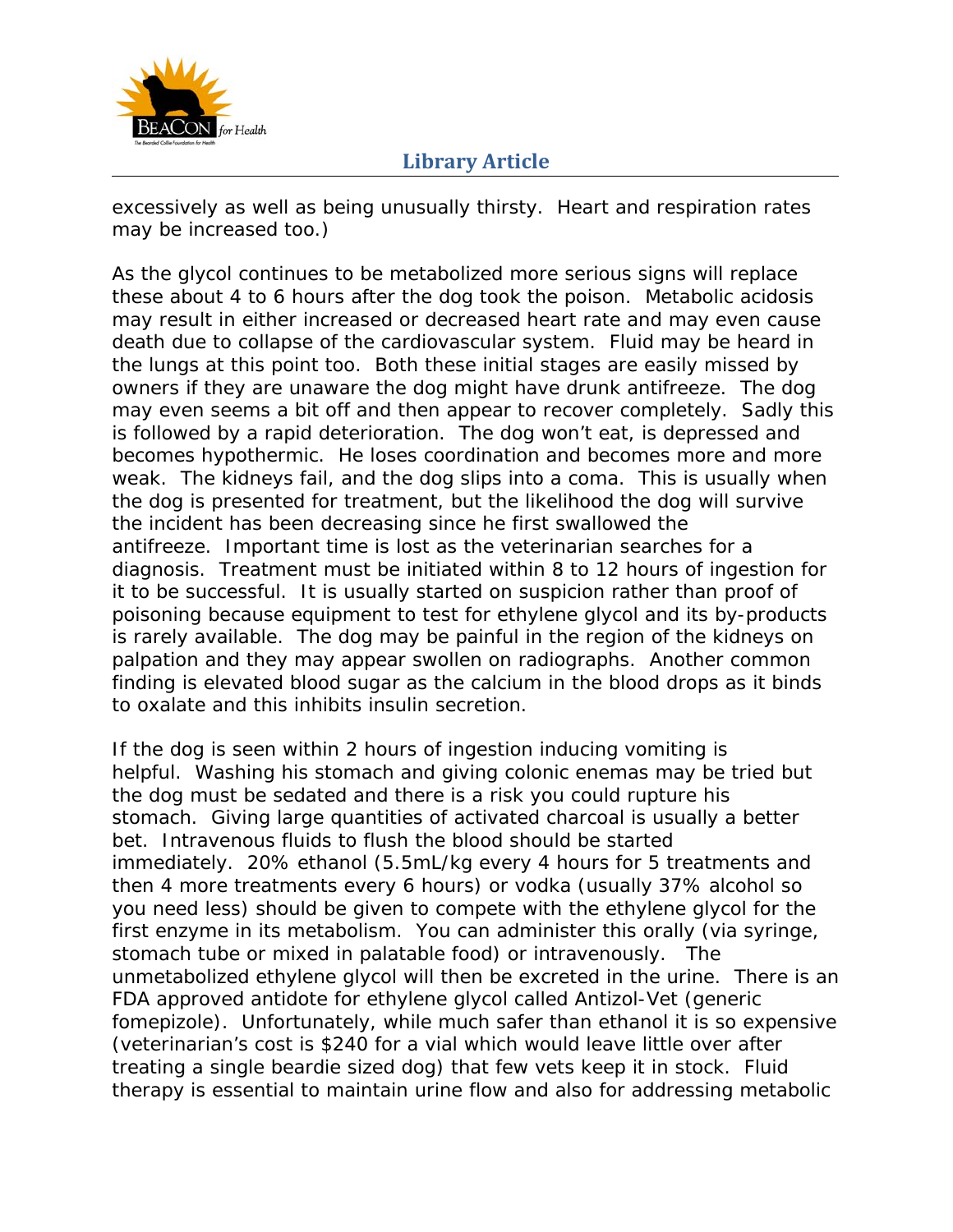excessively as well as being unusually thirsty. Heart and respiration rates may be increased too.)

As the glycol continues to be metabolized more serious signs will replace these about 4 to 6 hours after the dog took the poison. Metabolic acidosis may result in either increased or decreased heart rate and may even cause death due to collapse of the cardiovascular system. Fluid may be heard in the lungs at this point too. Both these initial stages are easily missed by owners if they are unaware the dog might have drunk antifreeze. The dog may even seems a bit off and then appear to recover completely. Sadly this is followed by a rapid deterioration. The dog won't eat, is depressed and becomes hypothermic. He loses coordination and becomes more and more weak. The kidneys fail, and the dog slips into a coma. This is usually when the dog is presented for treatment, but the likelihood the dog will survive the incident has been decreasing since he first swallowed the antifreeze. Important time is lost as the veterinarian searches for a diagnosis. Treatment must be initiated within 8 to 12 hours of ingestion for it to be successful. It is usually started on suspicion rather than proof of poisoning because equipment to test for ethylene glycol and its by-products is rarely available. The dog may be painful in the region of the kidneys on palpation and they may appear swollen on radiographs. Another common finding is elevated blood sugar as the calcium in the blood drops as it binds to oxalate and this inhibits insulin secretion.

If the dog is seen within 2 hours of ingestion inducing vomiting is helpful. Washing his stomach and giving colonic enemas may be tried but the dog must be sedated and there is a risk you could rupture his stomach. Giving large quantities of activated charcoal is usually a better bet. Intravenous fluids to flush the blood should be started immediately. 20% ethanol (5.5mL/kg every 4 hours for 5 treatments and then 4 more treatments every 6 hours) or vodka (usually 37% alcohol so you need less) should be given to compete with the ethylene glycol for the first enzyme in its metabolism. You can administer this orally (via syringe, stomach tube or mixed in palatable food) or intravenously. The unmetabolized ethylene glycol will then be excreted in the urine. There is an FDA approved antidote for ethylene glycol called Antizol-Vet (generic fomepizole). Unfortunately, while much safer than ethanol it is so expensive (veterinarian's cost is $240 for a vial which would leave little over after treating a single beardie sized dog) that few vets keep it in stock. Fluid therapy is essential to maintain urine flow and also for addressing metabolic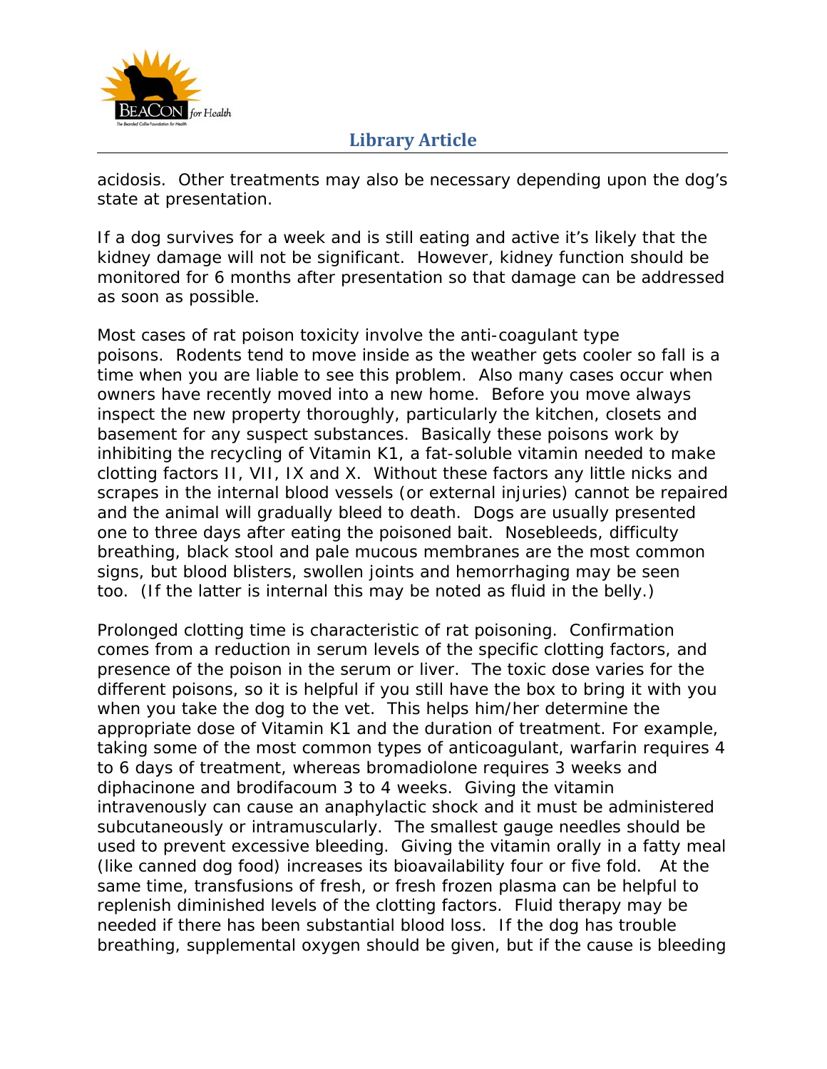acidosis. Other treatments may also be necessary depending upon the dog's state at presentation.

If a dog survives for a week and is still eating and active it's likely that the kidney damage will not be significant. However, kidney function should be monitored for 6 months after presentation so that damage can be addressed as soon as possible.

Most cases of rat poison toxicity involve the anti-coagulant type poisons. Rodents tend to move inside as the weather gets cooler so fall is a time when you are liable to see this problem. Also many cases occur when owners have recently moved into a new home. Before you move always inspect the new property thoroughly, particularly the kitchen, closets and basement for any suspect substances. Basically these poisons work by inhibiting the recycling of Vitamin K1, a fat-soluble vitamin needed to make clotting factors II, VII, IX and X. Without these factors any little nicks and scrapes in the internal blood vessels (or external injuries) cannot be repaired and the animal will gradually bleed to death. Dogs are usually presented one to three days after eating the poisoned bait. Nosebleeds, difficulty breathing, black stool and pale mucous membranes are the most common signs, but blood blisters, swollen joints and hemorrhaging may be seen too. (If the latter is internal this may be noted as fluid in the belly.)

Prolonged clotting time is characteristic of rat poisoning. Confirmation comes from a reduction in serum levels of the specific clotting factors, and presence of the poison in the serum or liver. The toxic dose varies for the different poisons, so it is helpful if you still have the box to bring it with you when you take the dog to the vet. This helps him/her determine the appropriate dose of Vitamin K1 and the duration of treatment. For example, taking some of the most common types of anticoagulant, warfarin requires 4 to 6 days of treatment, whereas bromadiolone requires 3 weeks and diphacinone and brodifacoum 3 to 4 weeks. Giving the vitamin intravenously can cause an anaphylactic shock and it must be administered subcutaneously or intramuscularly. The smallest gauge needles should be used to prevent excessive bleeding. Giving the vitamin orally in a fatty meal (like canned dog food) increases its bioavailability four or five fold. At the same time, transfusions of fresh, or fresh frozen plasma can be helpful to replenish diminished levels of the clotting factors. Fluid therapy may be needed if there has been substantial blood loss. If the dog has trouble breathing, supplemental oxygen should be given, but if the cause is bleeding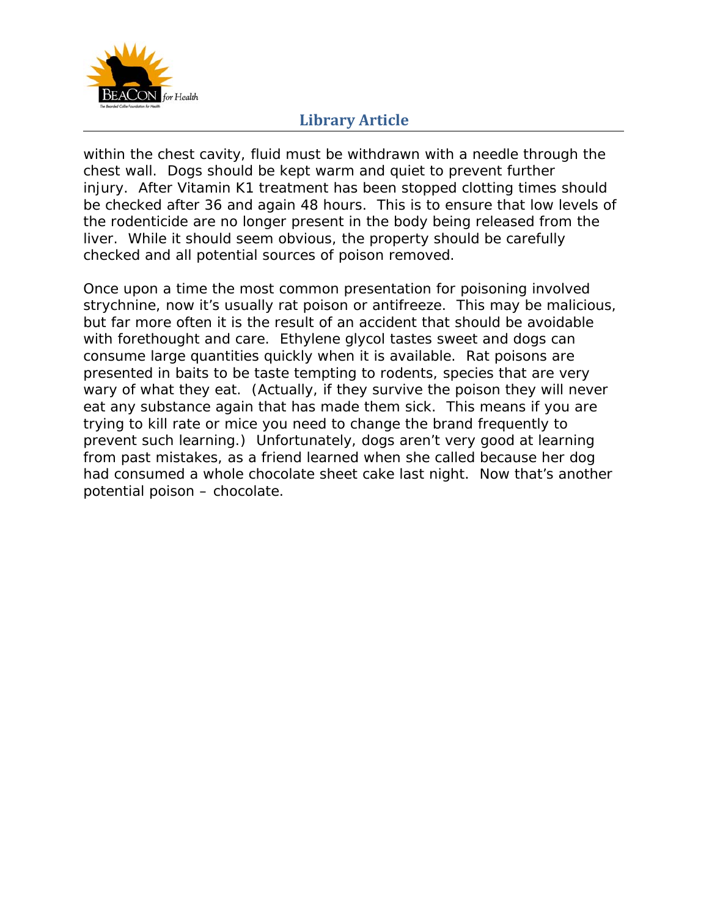within the chest cavity, fluid must be withdrawn with a needle through the chest wall. Dogs should be kept warm and quiet to prevent further injury. After Vitamin K1 treatment has been stopped clotting times should be checked after 36 and again 48 hours. This is to ensure that low levels of the rodenticide are no longer present in the body being released from the liver. While it should seem obvious, the property should be carefully checked and all potential sources of poison removed.

Once upon a time the most common presentation for poisoning involved strychnine, now it's usually rat poison or antifreeze. This may be malicious, but far more often it is the result of an accident that should be avoidable with forethought and care. Ethylene glycol tastes sweet and dogs can consume large quantities quickly when it is available. Rat poisons are presented in baits to be taste tempting to rodents, species that are very wary of what they eat. (Actually, if they survive the poison they will never eat any substance again that has made them sick. This means if you are trying to kill rate or mice you need to change the brand frequently to prevent such learning.) Unfortunately, dogs aren't very good at learning from past mistakes, as a friend learned when she called because her dog had consumed a whole chocolate sheet cake last night. Now that's another potential poison – chocolate.